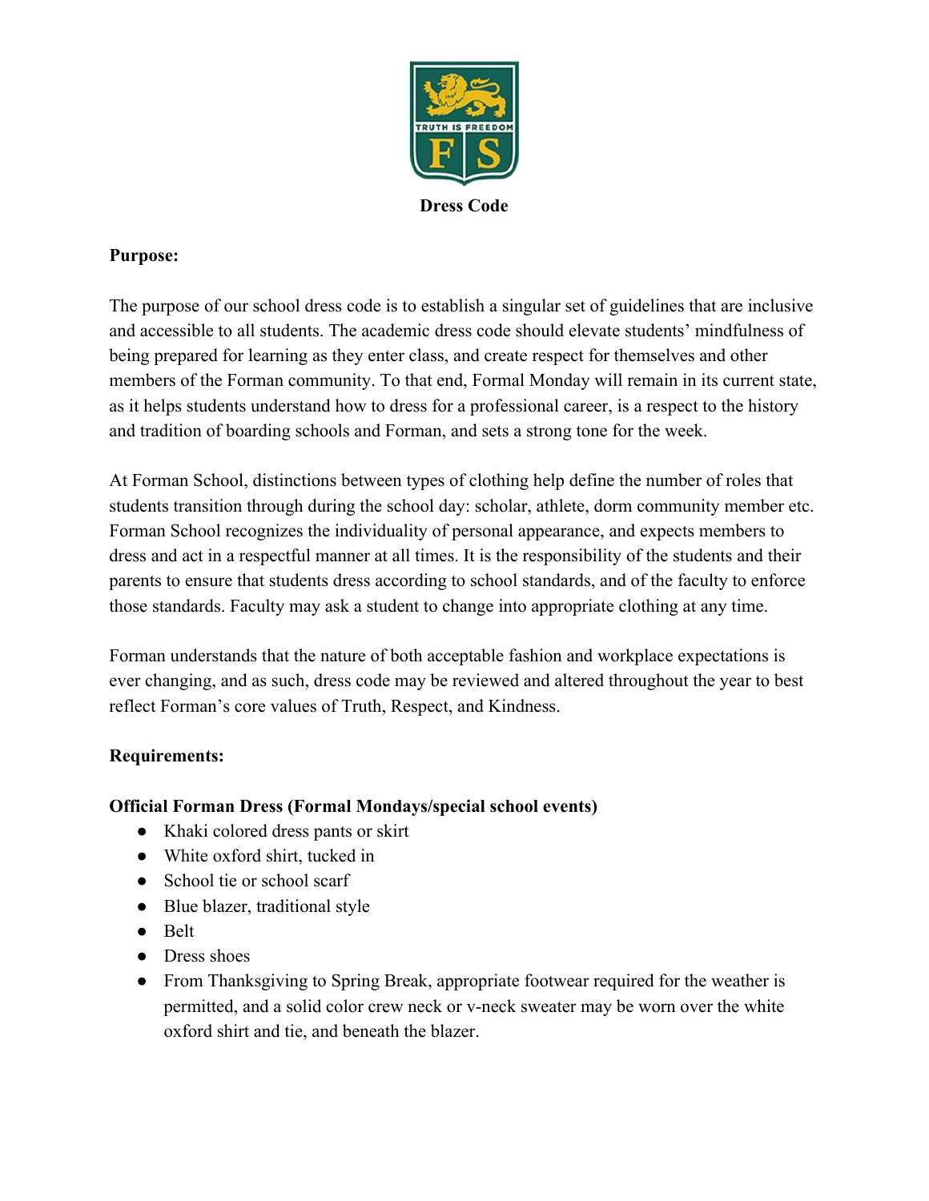# Dress Code

**Purpose:**

The purpose of our school dress code is to establish a singular set of guidelines that are inclusive and accessible to all students. The academic dress code should elevate students' mindfulness of being prepared for learning as they enter class, and create respect for themselves and other members of the Forman community. To that end, Formal Monday will remain in its current state, as it helps students understand how to dress for a professional career, is a respect to the history and tradition of boarding schools and Forman, and sets a strong tone for the week.

At Forman School, distinctions between types of clothing help define the number of roles that students transition through during the school day: scholar, athlete, dorm community member etc. Forman School recognizes the individuality of personal appearance, and expects members to dress and act in a respectful manner at all times. It is the responsibility of the students and their parents to ensure that students dress according to school standards, and of the faculty to enforce those standards. Faculty may ask a student to change into appropriate clothing at any time.

Forman understands that the nature of both acceptable fashion and workplace expectations is ever changing, and as such, dress code may be reviewed and altered throughout the year to best reflect Forman's core values of Truth, Respect, and Kindness.

**Requirements:**

**Official Forman Dress (Formal Mondays/special school events)**

- Khaki colored dress pants or skirt
- White oxford shirt, tucked in
- School tie or school scarf
- Blue blazer, traditional style
- Belt
- Dress shoes
- From Thanksgiving to Spring Break, appropriate footwear required for the weather is permitted, and a solid color crew neck or v-neck sweater may be worn over the white oxford shirt and tie, and beneath the blazer.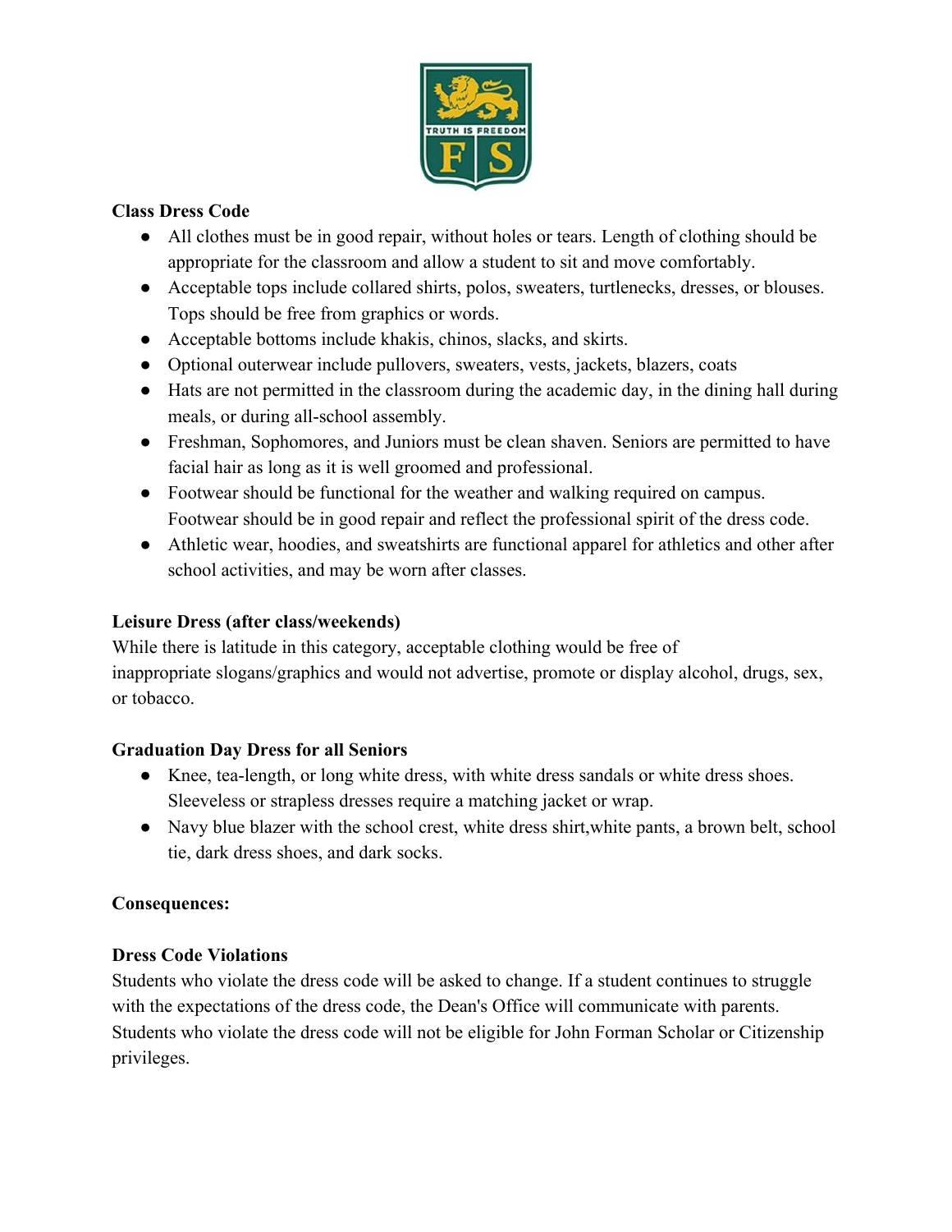**Class Dress Code**

- All clothes must be in good repair, without holes or tears. Length of clothing should be appropriate for the classroom and allow a student to sit and move comfortably.
- Acceptable tops include collared shirts, polos, sweaters, turtlenecks, dresses, or blouses. Tops should be free from graphics or words.
- Acceptable bottoms include khakis, chinos, slacks, and skirts.
- Optional outerwear include pullovers, sweaters, vests, jackets, blazers, coats
- Hats are not permitted in the classroom during the academic day, in the dining hall during meals, or during all-school assembly.
- Freshman, Sophomores, and Juniors must be clean shaven. Seniors are permitted to have facial hair as long as it is well groomed and professional.
- Footwear should be functional for the weather and walking required on campus. Footwear should be in good repair and reflect the professional spirit of the dress code.
- Athletic wear, hoodies, and sweatshirts are functional apparel for athletics and other after school activities, and may be worn after classes.

**Leisure Dress (after class/weekends)**

While there is latitude in this category, acceptable clothing would be free of inappropriate slogans/graphics and would not advertise, promote or display alcohol, drugs, sex, or tobacco.

**Graduation Day Dress for all Seniors**

- Knee, tea-length, or long white dress, with white dress sandals or white dress shoes. Sleeveless or strapless dresses require a matching jacket or wrap.
- Navy blue blazer with the school crest, white dress shirt,white pants, a brown belt, school tie, dark dress shoes, and dark socks.

**Consequences:**

**Dress Code Violations**

Students who violate the dress code will be asked to change. If a student continues to struggle with the expectations of the dress code, the Dean's Office will communicate with parents. Students who violate the dress code will not be eligible for John Forman Scholar or Citizenship privileges.